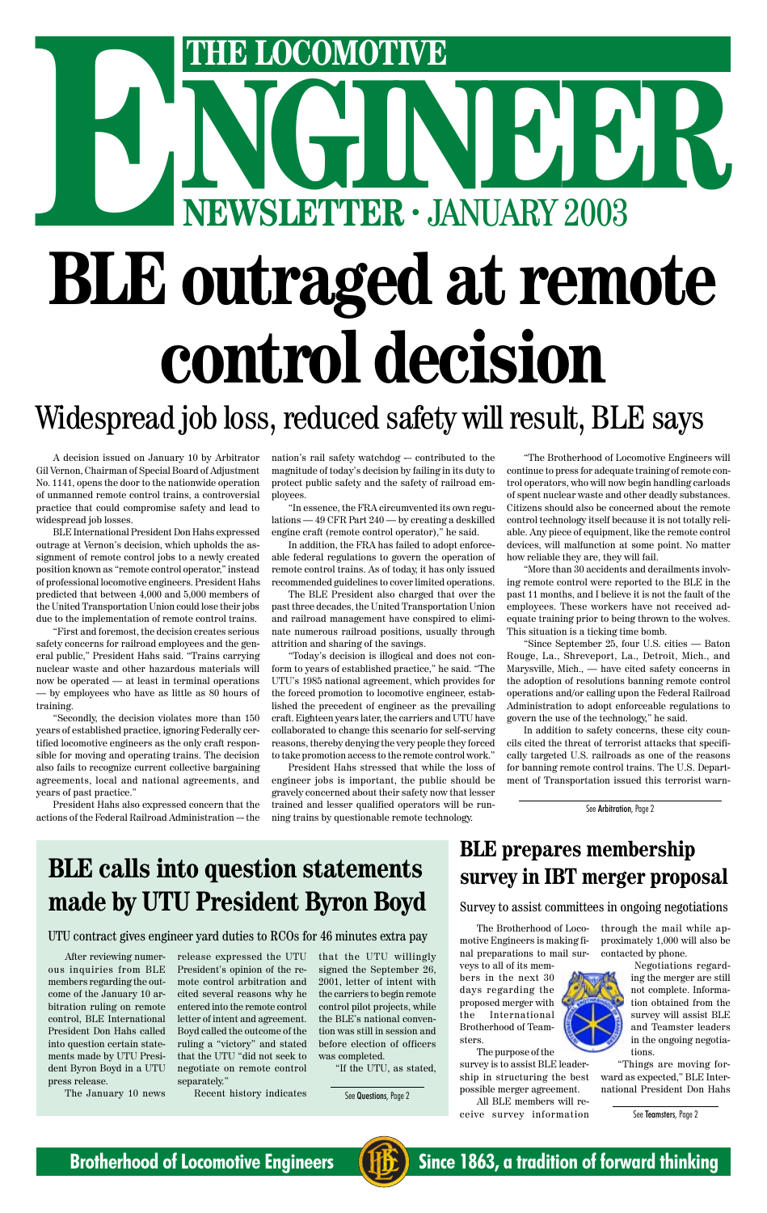# THE LOCOMOTIVE ENGINEER

## NEWSLETTER · JANUARY 2003

# BLE outraged at remote control decision

## Widespread job loss, reduced safety will result, BLE says

A decision issued on January 10 by Arbitrator Gil Vernon, Chairman of Special Board of Adjustment No. 1141, opens the door to the nationwide operation of unmanned remote control trains, a controversial practice that could compromise safety and lead to widespread job losses.

BLE International President Don Hahs expressed outrage at Vernon's decision, which upholds the assignment of remote control jobs to a newly created position known as "remote control operator," instead of professional locomotive engineers. President Hahs predicted that between 4,000 and 5,000 members of the United Transportation Union could lose their jobs due to the implementation of remote control trains.

"First and foremost, the decision creates serious safety concerns for railroad employees and the general public," President Hahs said. "Trains carrying nuclear waste and other hazardous materials will now be operated — at least in terminal operations — by employees who have as little as 80 hours of training.

"Secondly, the decision violates more than 150 years of established practice, ignoring Federally certified locomotive engineers as the only craft responsible for moving and operating trains. The decision also fails to recognize current collective bargaining agreements, local and national agreements, and years of past practice."

President Hahs also expressed concern that the actions of the Federal Railroad Administration — the nation's rail safety watchdog — contributed to the magnitude of today's decision by failing in its duty to protect public safety and the safety of railroad employees.

"In essence, the FRA circumvented its own regulations — 49 CFR Part 240 — by creating a deskilled engine craft (remote control operator)," he said.

In addition, the FRA has failed to adopt enforceable federal regulations to govern the operation of remote control trains. As of today, it has only issued recommended guidelines to cover limited operations.

The BLE President also charged that over the past three decades, the United Transportation Union and railroad management have conspired to eliminate numerous railroad positions, usually through attrition and sharing of the savings.

"Today's decision is illogical and does not conform to years of established practice," he said. "The UTU's 1985 national agreement, which provides for the forced promotion to locomotive engineer, established the precedent of engineer as the prevailing craft. Eighteen years later, the carriers and UTU have collaborated to change this scenario for self-serving reasons, thereby denying the very people they forced to take promotion access to the remote control work."

President Hahs stressed that while the loss of engineer jobs is important, the public should be gravely concerned about their safety now that lesser trained and lesser qualified operators will be running trains by questionable remote technology.

"The Brotherhood of Locomotive Engineers will continue to press for adequate training of remote control operators, who will now begin handling carloads of spent nuclear waste and other deadly substances. Citizens should also be concerned about the remote control technology itself because it is not totally reliable. Any piece of equipment, like the remote control devices, will malfunction at some point. No matter how reliable they are, they will fail.

"More than 30 accidents and derailments involving remote control were reported to the BLE in the past 11 months, and I believe it is not the fault of the employees. These workers have not received adequate training prior to being thrown to the wolves. This situation is a ticking time bomb.

"Since September 25, four U.S. cities — Baton Rouge, La., Shreveport, La., Detroit, Mich., and Marysville, Mich., — have cited safety concerns in the adoption of resolutions banning remote control operations and/or calling upon the Federal Railroad Administration to adopt enforceable regulations to govern the use of the technology," he said.

In addition to safety concerns, these city councils cited the threat of terrorist attacks that specifically targeted U.S. railroads as one of the reasons for banning remote control trains. The U.S. Department of Transportation issued this terrorist warn-

See Arbitration, Page 2

## BLE calls into question statements made by UTU President Byron Boyd

### UTU contract gives engineer yard duties to RCOs for 46 minutes extra pay

After reviewing numerous inquiries from BLE members regarding the outcome of the January 10 arbitration ruling on remote control, BLE International President Don Hahs called into question certain statements made by UTU President Byron Boyd in a UTU press release.

The January 10 news release expressed the UTU President's opinion of the remote control arbitration and cited several reasons why he entered into the remote control letter of intent and agreement. Boyd called the outcome of the ruling a "victory" and stated that the UTU "did not seek to negotiate on remote control separately."

Recent history indicates that the UTU willingly signed the September 26, 2001, letter of intent with the carriers to begin remote control pilot projects, while the BLE's national convention was still in session and before election of officers was completed.

"If the UTU, as stated,

See Questions, Page 2

## BLE prepares membership survey in IBT merger proposal

### Survey to assist committees in ongoing negotiations

The Brotherhood of Locomotive Engineers is making final preparations to mail surveys to all of its members in the next 30 days regarding the proposed merger with the International Brotherhood of Teamsters.

The purpose of the survey is to assist BLE leadership in structuring the best possible merger agreement.

All BLE members will receive survey information through the mail while approximately 1,000 will also be contacted by phone.

Negotiations regarding the merger are still not complete. Information obtained from the survey will assist BLE and Teamster leaders in the ongoing negotiations.

"Things are moving forward as expected," BLE International President Don Hahs

See Teamsters, Page 2

**Brotherhood of Locomotive Engineers** — **Since 1863, a tradition of forward thinking**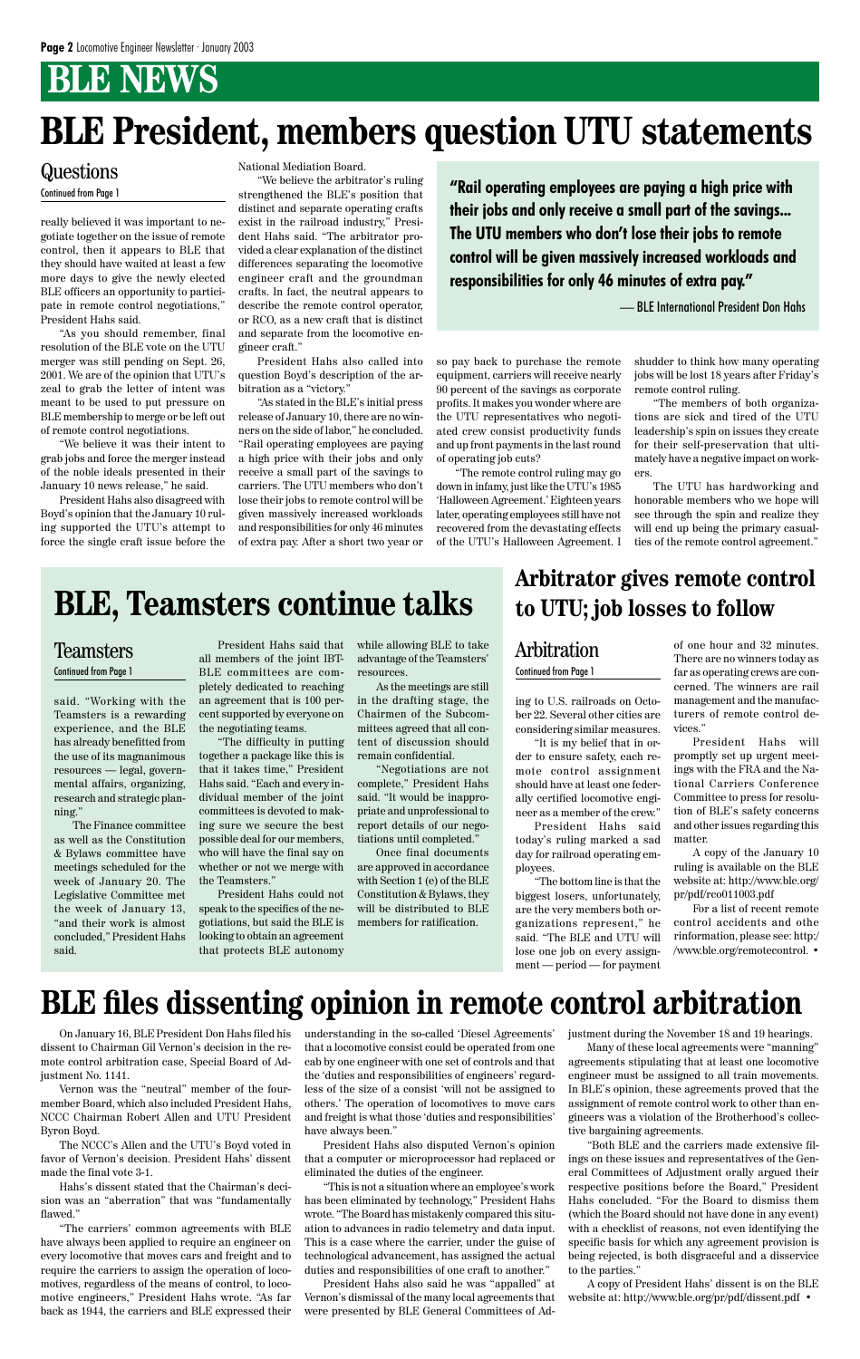# BLE NEWS

# BLE President, members question UTU statements

## Questions

Continued from Page 1

really believed it was important to negotiate together on the issue of remote control, then it appears to BLE that they should have waited at least a few more days to give the newly elected BLE officers an opportunity to participate in remote control negotiations," President Hahs said.

"As you should remember, final resolution of the BLE vote on the UTU merger was still pending on Sept. 26, 2001. We are of the opinion that UTU's zeal to grab the letter of intent was meant to be used to put pressure on BLE membership to merge or be left out of remote control negotiations.

"We believe it was their intent to grab jobs and force the merger instead of the noble ideals presented in their January 10 news release," he said.

President Hahs also disagreed with Boyd's opinion that the January 10 ruling supported the UTU's attempt to force the single craft issue before the National Mediation Board.

"We believe the arbitrator's ruling strengthened the BLE's position that distinct and separate operating crafts exist in the railroad industry," President Hahs said. "The arbitrator provided a clear explanation of the distinct differences separating the locomotive engineer craft and the groundman crafts. In fact, the neutral appears to describe the remote control operator, or RCO, as a new craft that is distinct and separate from the locomotive engineer craft."

President Hahs also called into question Boyd's description of the arbitration as a "victory."

"As stated in the BLE's initial press release of January 10, there are no winners on the side of labor," he concluded. "Rail operating employees are paying a high price with their jobs and only receive a small part of the savings to carriers. The UTU members who don't lose their jobs to remote control will be given massively increased workloads and responsibilities for only 46 minutes of extra pay. After a short two year or so pay back to purchase the remote equipment, carriers will receive nearly 90 percent of the savings as corporate profits. It makes you wonder where are the UTU representatives who negotiated crew consist productivity funds and up front payments in the last round of operating job cuts?

"The remote control ruling may go down in infamy, just like the UTU's 1985 'Halloween Agreement.' Eighteen years later, operating employees still have not recovered from the devastating effects of the UTU's Halloween Agreement. I shudder to think how many operating jobs will be lost 18 years after Friday's remote control ruling.

"The members of both organizations are sick and tired of the UTU leadership's spin on issues they create for their self-preservation that ultimately have a negative impact on workers.

The UTU has hardworking and honorable members who we hope will see through the spin and realize they will end up being the primary casualties of the remote control agreement."

> **"Rail operating employees are paying a high price with their jobs and only receive a small part of the savings... The UTU members who don't lose their jobs to remote control will be given massively increased workloads and responsibilities for only 46 minutes of extra pay."**
>
> — BLE International President Don Hahs

# BLE, Teamsters continue talks

## Teamsters

Continued from Page 1

said. "Working with the Teamsters is a rewarding experience, and the BLE has already benefitted from the use of its magnanimous resources — legal, governmental affairs, organizing, research and strategic planning."

The Finance committee as well as the Constitution & Bylaws committee have meetings scheduled for the week of January 20. The Legislative Committee met the week of January 13, "and their work is almost concluded," President Hahs said.

President Hahs said that all members of the joint IBT-BLE committees are completely dedicated to reaching an agreement that is 100 percent supported by everyone on the negotiating teams.

"The difficulty in putting together a package like this is that it takes time," President Hahs said. "Each and every individual member of the joint committees is devoted to making sure we secure the best possible deal for our members, who will have the final say on whether or not we merge with the Teamsters."

President Hahs could not speak to the specifics of the negotiations, but said the BLE is looking to obtain an agreement that protects BLE autonomy while allowing BLE to take advantage of the Teamsters' resources.

As the meetings are still in the drafting stage, the Chairmen of the Subcommittees agreed that all content of discussion should remain confidential.

"Negotiations are not complete," President Hahs said. "It would be inappropriate and unprofessional to report details of our negotiations until completed."

Once final documents are approved in accordance with Section 1 (e) of the BLE Constitution & Bylaws, they will be distributed to BLE members for ratification.

# Arbitrator gives remote control to UTU; job losses to follow

## Arbitration

Continued from Page 1

ing to U.S. railroads on October 22. Several other cities are considering similar measures.

"It is my belief that in order to ensure safety, each remote control assignment should have at least one federally certified locomotive engineer as a member of the crew."

President Hahs said today's ruling marked a sad day for railroad operating employees.

"The bottom line is that the biggest losers, unfortunately, are the very members both organizations represent," he said. "The BLE and UTU will lose one job on every assignment — period — for payment of one hour and 32 minutes. There are no winners today as far as operating crews are concerned. The winners are rail management and the manufacturers of remote control devices."

President Hahs will promptly set up urgent meetings with the FRA and the National Carriers Conference Committee to press for resolution of BLE's safety concerns and other issues regarding this matter.

A copy of the January 10 ruling is available on the BLE website at: http://www.ble.org/pr/pdf/rco011003.pdf

For a list of recent remote control accidents and othe rinformation, please see: http://www.ble.org/remotecontrol. •

# BLE files dissenting opinion in remote control arbitration

On January 16, BLE President Don Hahs filed his dissent to Chairman Gil Vernon's decision in the remote control arbitration case, Special Board of Adjustment No. 1141.

Vernon was the "neutral" member of the four-member Board, which also included President Hahs, NCCC Chairman Robert Allen and UTU President Byron Boyd.

The NCCC's Allen and the UTU's Boyd voted in favor of Vernon's decision. President Hahs' dissent made the final vote 3-1.

Hahs's dissent stated that the Chairman's decision was an "aberration" that was "fundamentally flawed."

"The carriers' common agreements with BLE have always been applied to require an engineer on every locomotive that moves cars and freight and to require the carriers to assign the operation of locomotives, regardless of the means of control, to locomotive engineers," President Hahs wrote. "As far back as 1944, the carriers and BLE expressed their understanding in the so-called 'Diesel Agreements' that a locomotive consist could be operated from one cab by one engineer with one set of controls and that the 'duties and responsibilities of engineers' regardless of the size of a consist 'will not be assigned to others.' The operation of locomotives to move cars and freight is what those 'duties and responsibilities' have always been."

President Hahs also disputed Vernon's opinion that a computer or microprocessor had replaced or eliminated the duties of the engineer.

"This is not a situation where an employee's work has been eliminated by technology," President Hahs wrote. "The Board has mistakenly compared this situation to advances in radio telemetry and data input. This is a case where the carrier, under the guise of technological advancement, has assigned the actual duties and responsibilities of one craft to another."

President Hahs also said he was "appalled" at Vernon's dismissal of the many local agreements that were presented by BLE General Committees of Adjustment during the November 18 and 19 hearings.

Many of these local agreements were "manning" agreements stipulating that at least one locomotive engineer must be assigned to all train movements. In BLE's opinion, these agreements proved that the assignment of remote control work to other than engineers was a violation of the Brotherhood's collective bargaining agreements.

"Both BLE and the carriers made extensive filings on these issues and representatives of the General Committees of Adjustment orally argued their respective positions before the Board," President Hahs concluded. "For the Board to dismiss them (which the Board should not have done in any event) with a checklist of reasons, not even identifying the specific basis for which any agreement provision is being rejected, is both disgraceful and a disservice to the parties."

A copy of President Hahs' dissent is on the BLE website at: http://www.ble.org/pr/pdf/dissent.pdf •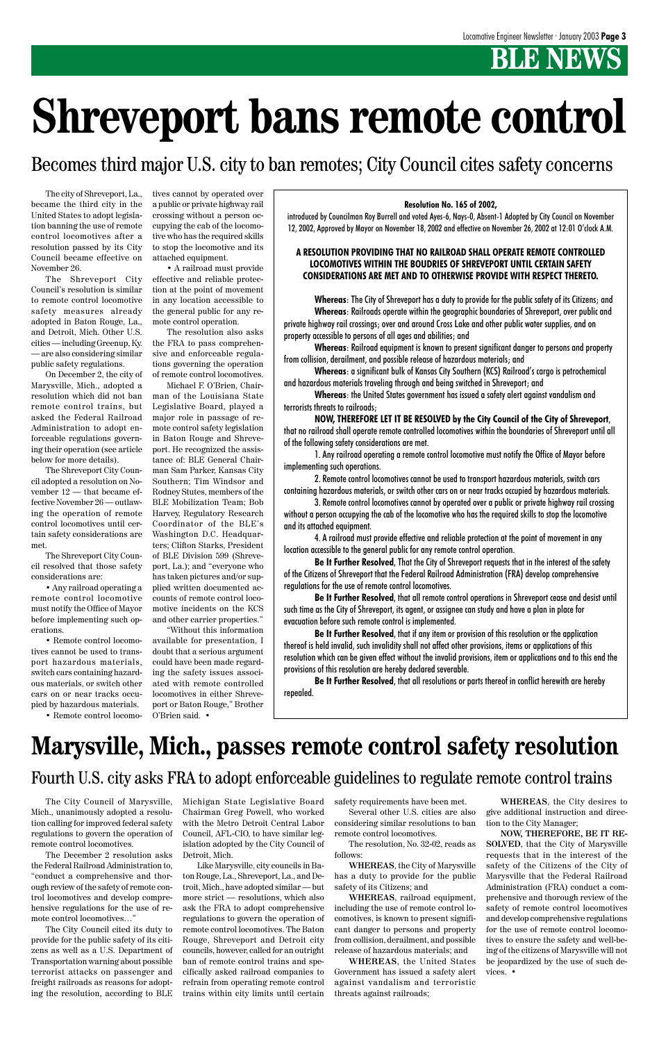# Shreveport bans remote control

## Becomes third major U.S. city to ban remotes; City Council cites safety concerns

The city of Shreveport, La., became the third city in the United States to adopt legislation banning the use of remote control locomotives after a resolution passed by its City Council became effective on November 26.

The Shreveport City Council's resolution is similar to remote control locomotive safety measures already adopted in Baton Rouge, La., and Detroit, Mich. Other U.S. cities — including Greenup, Ky. — are also considering similar public safety regulations.

On December 2, the city of Marysville, Mich., adopted a resolution which did not ban remote control trains, but asked the Federal Railroad Administration to adopt enforceable regulations governing their operation (see article below for more details).

The Shreveport City Council adopted a resolution on November 12 — that became effective November 26 — outlawing the operation of remote control locomotives until certain safety considerations are met.

The Shreveport City Council resolved that those safety considerations are:

- Any railroad operating a remote control locomotive must notify the Office of Mayor before implementing such operations.
- Remote control locomotives cannot be used to transport hazardous materials, switch cars containing hazardous materials, or switch other cars on or near tracks occupied by hazardous materials.
- Remote control locomotives cannot by operated over a public or private highway rail crossing without a person occupying the cab of the locomotive who has the required skills to stop the locomotive and its attached equipment.
- A railroad must provide effective and reliable protection at the point of movement in any location accessible to the general public for any remote control operation.

The resolution also asks the FRA to pass comprehensive and enforceable regulations governing the operation of remote control locomotives.

Michael F. O'Brien, Chairman of the Louisiana State Legislative Board, played a major role in passage of remote control safety legislation in Baton Rouge and Shreveport. He recognized the assistance of: BLE General Chairman Sam Parker, Kansas City Southern; Tim Windsor and Rodney Stutes, members of the BLE Mobilization Team; Bob Harvey, Regulatory Research Coordinator of the BLE's Washington D.C. Headquarters; Clifton Starks, President of BLE Division 599 (Shreveport, La.); and "everyone who has taken pictures and/or supplied written documented accounts of remote control locomotive incidents on the KCS and other carrier properties."

"Without this information available for presentation, I doubt that a serious argument could have been made regarding the safety issues associated with remote controlled locomotives in either Shreveport or Baton Rouge," Brother O'Brien said. •

---

**Resolution No. 165 of 2002,**

introduced by Councilman Roy Burrell and voted Ayes-6, Nays-0, Absent-1 Adopted by City Council on November 12, 2002, Approved by Mayor on November 18, 2002 and effective on November 26, 2002 at 12:01 O'clock A.M.

**A RESOLUTION PROVIDING THAT NO RAILROAD SHALL OPERATE REMOTE CONTROLLED LOCOMOTIVES WITHIN THE BOUDRIES OF SHREVEPORT UNTIL CERTAIN SAFETY CONSIDERATIONS ARE MET AND TO OTHERWISE PROVIDE WITH RESPECT THERETO.**

**Whereas**: The City of Shreveport has a duty to provide for the public safety of its Citizens; and

**Whereas**: Railroads operate within the geographic boundaries of Shreveport, over public and private highway rail crossings; over and around Cross Lake and other public water supplies, and on property accessible to persons of all ages and abilities; and

**Whereas**: Railroad equipment is known to present significant danger to persons and property from collision, derailment, and possible release of hazardous materials; and

**Whereas**: a significant bulk of Kansas City Southern (KCS) Railroad's cargo is petrochemical and hazardous materials traveling through and being switched in Shreveport; and

**Whereas**: the United States government has issued a safety alert against vandalism and terrorists threats to railroads;

**NOW, THEREFORE LET IT BE RESOLVED by the City Council of the City of Shreveport**, that no railroad shall operate remote controlled locomotives within the boundaries of Shreveport until all of the following safety considerations are met.

1. Any railroad operating a remote control locomotive must notify the Office of Mayor before implementing such operations.

2. Remote control locomotives cannot be used to transport hazardous materials, switch cars containing hazardous materials, or switch other cars on or near tracks occupied by hazardous materials.

3. Remote control locomotives cannot by operated over a public or private highway rail crossing without a person occupying the cab of the locomotive who has the required skills to stop the locomotive and its attached equipment.

4. A railroad must provide effective and reliable protection at the point of movement in any location accessible to the general public for any remote control operation.

**Be It Further Resolved**, That the City of Shreveport requests that in the interest of the safety of the Citizens of Shreveport that the Federal Railroad Administration (FRA) develop comprehensive regulations for the use of remote control locomotives.

**Be It Further Resolved**, that all remote control operations in Shreveport cease and desist until such time as the City of Shreveport, its agent, or assignee can study and have a plan in place for evacuation before such remote control is implemented.

**Be It Further Resolved**, that if any item or provision of this resolution or the application thereof is held invalid, such invalidity shall not affect other provisions, items or applications of this resolution which can be given effect without the invalid provisions, item or applications and to this end the provisions of this resolution are hereby declared severable.

**Be It Further Resolved**, that all resolutions or parts thereof in conflict herewith are hereby repealed.

---

# Marysville, Mich., passes remote control safety resolution

## Fourth U.S. city asks FRA to adopt enforceable guidelines to regulate remote control trains

The City Council of Marysville, Mich., unanimously adopted a resolution calling for improved federal safety regulations to govern the operation of remote control locomotives.

The December 2 resolution asks the Federal Railroad Administration to, "conduct a comprehensive and thorough review of the safety of remote control locomotives and develop comprehensive regulations for the use of remote control locomotives…"

The City Council cited its duty to provide for the public safety of its citizens as well as a U.S. Department of Transportation warning about possible terrorist attacks on passenger and freight railroads as reasons for adopting the resolution, according to BLE Michigan State Legislative Board Chairman Greg Powell, who worked with the Metro Detroit Central Labor Council, AFL-CIO, to have similar legislation adopted by the City Council of Detroit, Mich.

Like Marysville, city councils in Baton Rouge, La., Shreveport, La., and Detroit, Mich., have adopted similar — but more strict — resolutions, which also ask the FRA to adopt comprehensive regulations to govern the operation of remote control locomotives. The Baton Rouge, Shreveport and Detroit city councils, however, called for an outright ban of remote control trains and specifically asked railroad companies to refrain from operating remote control trains within city limits until certain safety requirements have been met.

Several other U.S. cities are also considering similar resolutions to ban remote control locomotives.

The resolution, No. 32-02, reads as follows:

**WHEREAS**, the City of Marysville has a duty to provide for the public safety of its Citizens; and

**WHEREAS**, railroad equipment, including the use of remote control locomotives, is known to present significant danger to persons and property from collision, derailment, and possible release of hazardous materials; and

**WHEREAS**, the United States Government has issued a safety alert against vandalism and terroristic threats against railroads;

**WHEREAS**, the City desires to give additional instruction and direction to the City Manager;

**NOW, THEREFORE, BE IT RESOLVED**, that the City of Marysville requests that in the interest of the safety of the Citizens of the City of Marysville that the Federal Railroad Administration (FRA) conduct a comprehensive and thorough review of the safety of remote control locomotives and develop comprehensive regulations for the use of remote control locomotives to ensure the safety and well-being of the citizens of Marysville will not be jeopardized by the use of such devices. •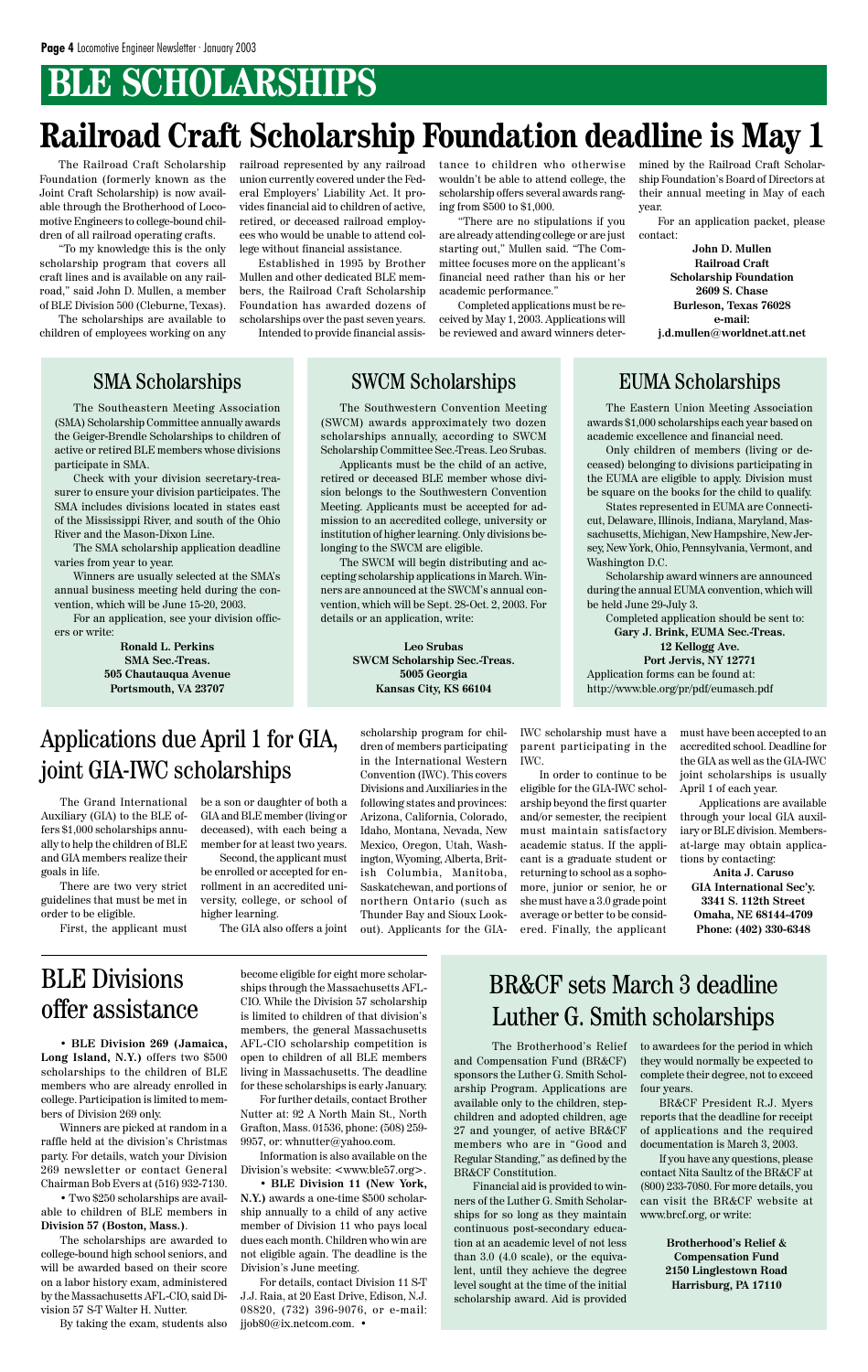# BLE SCHOLARSHIPS

# Railroad Craft Scholarship Foundation deadline is May 1

The Railroad Craft Scholarship Foundation (formerly known as the Joint Craft Scholarship) is now available through the Brotherhood of Locomotive Engineers to college-bound children of all railroad operating crafts.

"To my knowledge this is the only scholarship program that covers all craft lines and is available on any railroad," said John D. Mullen, a member of BLE Division 500 (Cleburne, Texas).

The scholarships are available to children of employees working on any railroad represented by any railroad union currently covered under the Federal Employers' Liability Act. It provides financial aid to children of active, retired, or deceased railroad employees who would be unable to attend college without financial assistance.

Established in 1995 by Brother Mullen and other dedicated BLE members, the Railroad Craft Scholarship Foundation has awarded dozens of scholarships over the past seven years.

Intended to provide financial assistance to children who otherwise wouldn't be able to attend college, the scholarship offers several awards ranging from $500 to $1,000.

"There are no stipulations if you are already attending college or are just starting out," Mullen said. "The Committee focuses more on the applicant's financial need rather than his or her academic performance."

Completed applications must be received by May 1, 2003. Applications will be reviewed and award winners determined by the Railroad Craft Scholarship Foundation's Board of Directors at their annual meeting in May of each year.

For an application packet, please contact:

**John D. Mullen**
**Railroad Craft**
**Scholarship Foundation**
**2609 S. Chase**
**Burleson, Texas 76028**
**e-mail:**
**j.d.mullen@worldnet.att.net**

## SMA Scholarships

The Southeastern Meeting Association (SMA) Scholarship Committee annually awards the Geiger-Brendle Scholarships to children of active or retired BLE members whose divisions participate in SMA.

Check with your division secretary-treasurer to ensure your division participates. The SMA includes divisions located in states east of the Mississippi River, and south of the Ohio River and the Mason-Dixon Line.

The SMA scholarship application deadline varies from year to year.

Winners are usually selected at the SMA's annual business meeting held during the convention, which will be June 15-20, 2003.

For an application, see your division officers or write:

**Ronald L. Perkins**
**SMA Sec.-Treas.**
**505 Chautauqua Avenue**
**Portsmouth, VA 23707**

## SWCM Scholarships

The Southwestern Convention Meeting (SWCM) awards approximately two dozen scholarships annually, according to SWCM Scholarship Committee Sec.-Treas. Leo Srubas.

Applicants must be the child of an active, retired or deceased BLE member whose division belongs to the Southwestern Convention Meeting. Applicants must be accepted for admission to an accredited college, university or institution of higher learning. Only divisions belonging to the SWCM are eligible.

The SWCM will begin distributing and accepting scholarship applications in March. Winners are announced at the SWCM's annual convention, which will be Sept. 28-Oct. 2, 2003. For details or an application, write:

**Leo Srubas**
**SWCM Scholarship Sec.-Treas.**
**5005 Georgia**
**Kansas City, KS 66104**

## EUMA Scholarships

The Eastern Union Meeting Association awards $1,000 scholarships each year based on academic excellence and financial need.

Only children of members (living or deceased) belonging to divisions participating in the EUMA are eligible to apply. Division must be square on the books for the child to qualify.

States represented in EUMA are Connecticut, Delaware, Illinois, Indiana, Maryland, Massachusetts, Michigan, New Hampshire, New Jersey, New York, Ohio, Pennsylvania, Vermont, and Washington D.C.

Scholarship award winners are announced during the annual EUMA convention, which will be held June 29-July 3.

Completed application should be sent to:

**Gary J. Brink, EUMA Sec.-Treas.**
**12 Kellogg Ave.**
**Port Jervis, NY 12771**

Application forms can be found at:
http://www.ble.org/pr/pdf/eumasch.pdf

## Applications due April 1 for GIA, joint GIA-IWC scholarships

The Grand International Auxiliary (GIA) to the BLE offers $1,000 scholarships annually to help the children of BLE and GIA members realize their goals in life.

There are two very strict guidelines that must be met in order to be eligible.

First, the applicant must be a son or daughter of both a GIA and BLE member (living or deceased), with each being a member for at least two years.

Second, the applicant must be enrolled or accepted for enrollment in an accredited university, college, or school of higher learning.

The GIA also offers a joint scholarship program for children of members participating in the International Western Convention (IWC). This covers Divisions and Auxiliaries in the following states and provinces: Arizona, California, Colorado, Idaho, Montana, Nevada, New Mexico, Oregon, Utah, Washington, Wyoming, Alberta, British Columbia, Manitoba, Saskatchewan, and portions of northern Ontario (such as Thunder Bay and Sioux Lookout). Applicants for the GIA-IWC scholarship must have a parent participating in the IWC.

In order to continue to be eligible for the GIA-IWC scholarship beyond the first quarter and/or semester, the recipient must maintain satisfactory academic status. If the applicant is a graduate student or returning to school as a sophomore, junior or senior, he or she must have a 3.0 grade point average or better to be considered. Finally, the applicant must have been accepted to an accredited school. Deadline for the GIA as well as the GIA-IWC joint scholarships is usually April 1 of each year.

Applications are available through your local GIA auxiliary or BLE division. Members-at-large may obtain applications by contacting:

**Anita J. Caruso**
**GIA International Sec'y.**
**3341 S. 112th Street**
**Omaha, NE 68144-4709**
**Phone: (402) 330-6348**

## BLE Divisions offer assistance

• **BLE Division 269 (Jamaica, Long Island, N.Y.)** offers two $500 scholarships to the children of BLE members who are already enrolled in college. Participation is limited to members of Division 269 only.

Winners are picked at random in a raffle held at the division's Christmas party. For details, watch your Division 269 newsletter or contact General Chairman Bob Evers at (516) 932-7130.

• Two $250 scholarships are available to children of BLE members in **Division 57 (Boston, Mass.)**.

The scholarships are awarded to college-bound high school seniors, and will be awarded based on their score on a labor history exam, administered by the Massachusetts AFL-CIO, said Division 57 S-T Walter H. Nutter.

By taking the exam, students also become eligible for eight more scholarships through the Massachusetts AFL-CIO. While the Division 57 scholarship is limited to children of that division's members, the general Massachusetts AFL-CIO scholarship competition is open to children of all BLE members living in Massachusetts. The deadline for these scholarships is early January.

For further details, contact Brother Nutter at: 92 A North Main St., North Grafton, Mass. 01536, phone: (508) 259-9957, or: whnutter@yahoo.com.

Information is also available on the Division's website: <www.ble57.org>.

• **BLE Division 11 (New York, N.Y.)** awards a one-time $500 scholarship annually to a child of any active member of Division 11 who pays local dues each month. Children who win are not eligible again. The deadline is the Division's June meeting.

For details, contact Division 11 S-T J.J. Raia, at 20 East Drive, Edison, N.J. 08820, (732) 396-9076, or e-mail: jjob80@ix.netcom.com. •

## BR&CF sets March 3 deadline Luther G. Smith scholarships

The Brotherhood's Relief and Compensation Fund (BR&CF) sponsors the Luther G. Smith Scholarship Program. Applications are available only to the children, stepchildren and adopted children, age 27 and younger, of active BR&CF members who are in "Good and Regular Standing," as defined by the BR&CF Constitution.

Financial aid is provided to winners of the Luther G. Smith Scholarships for so long as they maintain continuous post-secondary education at an academic level of not less than 3.0 (4.0 scale), or the equivalent, until they achieve the degree level sought at the time of the initial scholarship award. Aid is provided to awardees for the period in which they would normally be expected to complete their degree, not to exceed four years.

BR&CF President R.J. Myers reports that the deadline for receipt of applications and the required documentation is March 3, 2003.

If you have any questions, please contact Nita Saultz of the BR&CF at (800) 233-7080. For more details, you can visit the BR&CF website at www.brcf.org, or write:

**Brotherhood's Relief &**
**Compensation Fund**
**2150 Linglestown Road**
**Harrisburg, PA 17110**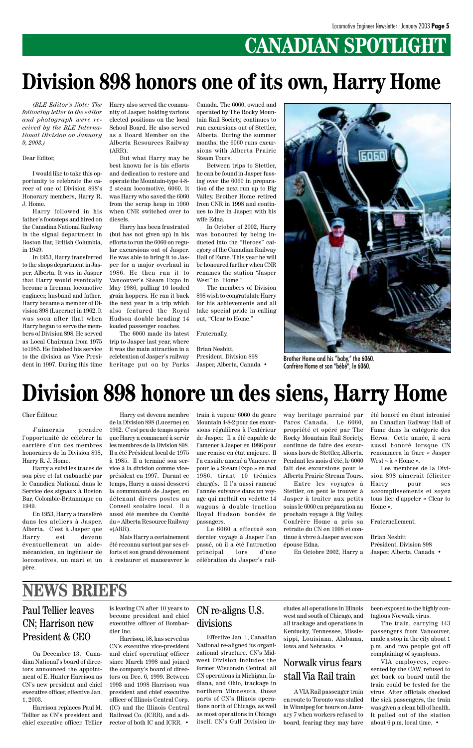# CANADIAN SPOTLIGHT

# Division 898 honors one of its own, Harry Home

*(BLE Editor's Note: The following letter to the editor and photograph were received by the BLE International Division on January 9, 2003.)*

Dear Editor,

I would like to take this opportunity to celebrate the career of one of Division 898's Honorary members, Harry R. J. Home.

Harry followed in his father's footsteps and hired on the Canadian National Railway in the signal department in Boston Bar, British Columbia, in 1949.

In 1953, Harry transferred to the shops department in Jasper, Alberta. It was in Jasper that Harry would eventually become a fireman, locomotive engineer, husband and father. Harry became a member of Division 898 (Lucerne) in 1962. It was soon after that when Harry began to serve the members of Division 898. He served as Local Chairman from 1975 to1985. He finished his service to the division as Vice President in 1997. During this time Harry also served the community of Jasper, holding various elected positions on the local School Board. He also served as a Board Member on the Alberta Resources Railway (ARR).

But what Harry may be best known for is his efforts and dedication to restore and operate the Mountain-type 4-8-2 steam locomotive, 6060. It was Harry who saved the 6060 from the scrap heap in 1960 when CNR switched over to diesels.

Harry has been frustrated (but has not given up) in his efforts to run the 6060 on regular excursions out of Jasper. He was able to bring it to Jasper for a major overhaul in 1986. He then ran it to Vancouver's Steam Expo in May 1986, pulling 10 loaded grain hoppers. He ran it back the next year in a trip which also featured the Royal Hudson double heading 14 loaded passenger coaches.

The 6060 made its latest trip to Jasper last year, where it was the main attraction in a celebration of Jasper's railway heritage put on by Parks Canada. The 6060, owned and operated by The Rocky Mountain Rail Society, continues to run excursions out of Stettler, Alberta. During the summer months, the 6060 runs excursions with Alberta Prairie Steam Tours.

Between trips to Stettler, he can be found in Jasper fussing over the 6060 in preparation of the next run up to Big Valley. Brother Home retired from CNR in 1998 and continues to live in Jasper, with his wife Edna.

In October of 2002, Harry was honoured by being inducted into the "Heroes" category of the Canadian Railway Hall of Fame. This year he will be honoured further when CNR renames the station "Jasper West" to "Home."

The members of Division 898 wish to congratulate Harry for his achievements and all take special pride in calling out, "Clear to Home."

Fraternally,

Brian Nesbitt,
President, Division 898
Jasper, Alberta, Canada •

Brother Home and his "baby," the 6060.
Confrère Home et son "bébé", le 6060.

# Division 898 honore un des siens, Harry Home

Cher Éditeur,

J'aimerais prendre l'opportunité de célébrer la carrière d'un des membres honoraires de la Division 898, Harry R. J. Home.

Harry a suivi les traces de son père et fut embauché par le Canadien National dans le Service des signaux à Boston Bar, Colombie-Britannique en 1949.

En 1953, Harry a transféré dans les ateliers à Jasper, Alberta. C'est à Jasper que Harry est devenu éventuellement un aide-mécanicien, un ingénieur de locomotives, un mari et un père.

Harry est devenu membre de la Division 898 (Lucerne) en 1962. C'est peu de temps après que Harry a commencé à servir les membres de la Division 898. Il a été Président local de 1975 à 1985. Il a terminé son service à la division comme vice-président en 1997. Durant ce temps, Harry a aussi desservi la communauté de Jasper, en détenant divers postes au Conseil scolaire local. Il a aussi été membre du Comité du « Alberta Resource Railway »(ARR).

Mais Harry a certainement été reconnu surtout par ses efforts et son grand dévouement à restaurer et manœuvrer le train à vapeur 6060 du genre Mountain 4-8-2 pour des excursions régulières à l'extérieur de Jasper. Il a été capable de l'amener à Jasper en 1986 pour une remise en état majeure. Il l'a ensuite amené à Vancouver pour le « Steam Expo » en mai 1986, tirant 10 trémies chargés. Il l'a aussi ramené l'année suivante dans un voyage qui mettait en vedette 14 wagons à double traction Royal Hudson bondés de passagers.

Le 6060 a effectué son dernier voyage à Jasper l'an passé, où il a été l'attraction principal lors d'une célébration du Jasper's railway heritage parrainé par Parcs Canada. Le 6060, propriété et opéré par The Rocky Mountain Rail Society, continue de faire des excursions hors de Stettler, Alberta. Pendant les mois d'été, le 6060 fait des excursions pour le Alberta Prairie Stream Tours.

Entre les voyages à Stettler, on peut le trouver à Jasper à traiter aux petits soins le 6060 en préparation au prochain voyage à Big Valley. Confrère Home a pris sa retraite du CN en 1998 et continue à vivre à Jasper avec son épouse Edna.

En Octobre 2002, Harry a été honoré en étant intronisé au Canadian Railway Hall of Fame dans la catégorie des Héros. Cette année, il sera aussi honoré lorsque CN renommera la Gare « Jasper West » à « Home ».

Les membres de la Division 898 aimerait féliciter Harry pour ses accomplissements et soyez tous fier d'appeler « Clear to Home ».

Fraternellement,

Brian Nesbitt
Président, Division 898
Jasper, Alberta, Canada •

# NEWS BRIEFS

## Paul Tellier leaves CN; Harrison new President & CEO

On December 13, Canadian National's board of directors announced the appointment of E. Hunter Harrison as CN's new president and chief executive officer, effective Jan. 1, 2003.

Harrison replaces Paul M. Tellier as CN's president and chief executive officer. Tellier is leaving CN after 10 years to become president and chief executive officer of Bombardier Inc.

Harrison, 58, has served as CN's executive vice-president and chief operating officer since March 1998 and joined the company's board of directors on Dec. 6, 1999. Between 1993 and 1998 Harrison was president and chief executive officer of Illinois Central Corp. (IC) and the Illinois Central Railroad Co. (ICRR), and a director of both IC and ICRR. •

## CN re-aligns U.S. divisions

Effective Jan. 1, Canadian National re-aligned its organizational structure. CN's Midwest Division includes the former Wisconsin Central, all CN operations in Michigan, Indiana, and Ohio, trackage in northern Minnesota, those parts of CN's Illinois operations north of Chicago, as well as most operations in Chicago itself. CN's Gulf Division includes all operations in Illinois west and south of Chicago, and all trackage and operations in Kentucky, Tennessee, Mississippi, Louisiana, Alabama, Iowa and Nebraska. •

## Norwalk virus fears stall Via Rail train

A VIA Rail passenger train en route to Toronto was stalled in Winnipeg for hours on January 7 when workers refused to board, fearing they may have been exposed to the highly contagious Norwalk virus.

The train, carrying 143 passengers from Vancouver, made a stop in the city about 1 p.m. and two people got off complaining of symptoms.

VIA employees, represented by the CAW, refused to get back on board until the train could be tested for the virus. After officials checked the sick passengers, the train was given a clean bill of health. It pulled out of the station about 6 p.m. local time. •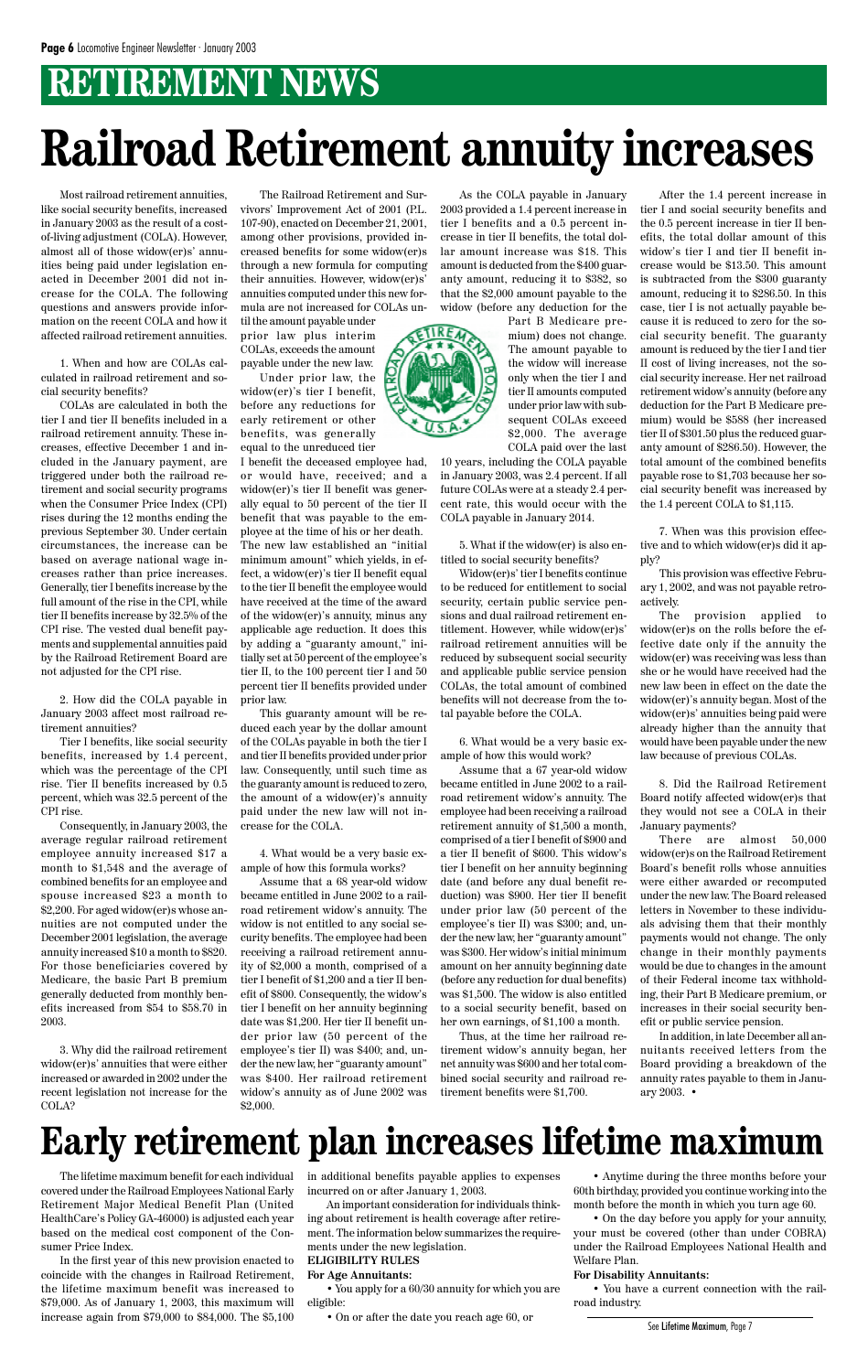# RETIREMENT NEWS

# Railroad Retirement annuity increases

Most railroad retirement annuities, like social security benefits, increased in January 2003 as the result of a cost-of-living adjustment (COLA). However, almost all of those widow(er)s' annuities being paid under legislation enacted in December 2001 did not increase for the COLA. The following questions and answers provide information on the recent COLA and how it affected railroad retirement annuities.

1. When and how are COLAs calculated in railroad retirement and social security benefits?

COLAs are calculated in both the tier I and tier II benefits included in a railroad retirement annuity. These increases, effective December 1 and included in the January payment, are triggered under both the railroad retirement and social security programs when the Consumer Price Index (CPI) rises during the 12 months ending the previous September 30. Under certain circumstances, the increase can be based on average national wage increases rather than price increases. Generally, tier I benefits increase by the full amount of the rise in the CPI, while tier II benefits increase by 32.5% of the CPI rise. The vested dual benefit payments and supplemental annuities paid by the Railroad Retirement Board are not adjusted for the CPI rise.

2. How did the COLA payable in January 2003 affect most railroad retirement annuities?

Tier I benefits, like social security benefits, increased by 1.4 percent, which was the percentage of the CPI rise. Tier II benefits increased by 0.5 percent, which was 32.5 percent of the CPI rise.

Consequently, in January 2003, the average regular railroad retirement employee annuity increased $17 a month to $1,548 and the average of combined benefits for an employee and spouse increased $23 a month to $2,200. For aged widow(er)s whose annuities are not computed under the December 2001 legislation, the average annuity increased $10 a month to $820. For those beneficiaries covered by Medicare, the basic Part B premium generally deducted from monthly benefits increased from $54 to $58.70 in 2003.

3. Why did the railroad retirement widow(er)s' annuities that were either increased or awarded in 2002 under the recent legislation not increase for the COLA?

The Railroad Retirement and Survivors' Improvement Act of 2001 (P.L. 107-90), enacted on December 21, 2001, among other provisions, provided increased benefits for some widow(er)s through a new formula for computing their annuities. However, widow(er)s' annuities computed under this new formula are not increased for COLAs until the amount payable under prior law plus interim COLAs, exceeds the amount payable under the new law.

Under prior law, the widow(er)'s tier I benefit, before any reductions for early retirement or other benefits, was generally equal to the unreduced tier I benefit the deceased employee had, or would have, received; and a widow(er)'s tier II benefit was generally equal to 50 percent of the tier II benefit that was payable to the employee at the time of his or her death. The new law established an "initial minimum amount" which yields, in effect, a widow(er)'s tier II benefit equal to the tier II benefit the employee would have received at the time of the award of the widow(er)'s annuity, minus any applicable age reduction. It does this by adding a "guaranty amount," initially set at 50 percent of the employee's tier II, to the 100 percent tier I and 50 percent tier II benefits provided under prior law.

This guaranty amount will be reduced each year by the dollar amount of the COLAs payable in both the tier I and tier II benefits provided under prior law. Consequently, until such time as the guaranty amount is reduced to zero, the amount of a widow(er)'s annuity paid under the new law will not increase for the COLA.

4. What would be a very basic example of how this formula works?

Assume that a 68 year-old widow became entitled in June 2002 to a railroad retirement widow's annuity. The widow is not entitled to any social security benefits. The employee had been receiving a railroad retirement annuity of $2,000 a month, comprised of a tier I benefit of $1,200 and a tier II benefit of $800. Consequently, the widow's tier I benefit on her annuity beginning date was $1,200. Her tier II benefit under prior law (50 percent of the employee's tier II) was $400; and, under the new law, her "guaranty amount" was $400. Her railroad retirement widow's annuity as of June 2002 was $2,000.

As the COLA payable in January 2003 provided a 1.4 percent increase in tier I benefits and a 0.5 percent increase in tier II benefits, the total dollar amount increase was $18. This amount is deducted from the $400 guaranty amount, reducing it to $382, so that the $2,000 amount payable to the widow (before any deduction for the Part B Medicare premium) does not change. The amount payable to the widow will increase only when the tier I and tier II amounts computed under prior law with subsequent COLAs exceed $2,000. The average COLA paid over the last 10 years, including the COLA payable in January 2003, was 2.4 percent. If all future COLAs were at a steady 2.4 percent rate, this would occur with the COLA payable in January 2014.

5. What if the widow(er) is also entitled to social security benefits?

Widow(er)s' tier I benefits continue to be reduced for entitlement to social security, certain public service pensions and dual railroad retirement entitlement. However, while widow(er)s' railroad retirement annuities will be reduced by subsequent social security and applicable public service pension COLAs, the total amount of combined benefits will not decrease from the total payable before the COLA.

6. What would be a very basic example of how this would work?

Assume that a 67 year-old widow became entitled in June 2002 to a railroad retirement widow's annuity. The employee had been receiving a railroad retirement annuity of $1,500 a month, comprised of a tier I benefit of $900 and a tier II benefit of $600. This widow's tier I benefit on her annuity beginning date (and before any dual benefit reduction) was $900. Her tier II benefit under prior law (50 percent of the employee's tier II) was $300; and, under the new law, her "guaranty amount" was $300. Her widow's initial minimum amount on her annuity beginning date (before any reduction for dual benefits) was $1,500. The widow is also entitled to a social security benefit, based on her own earnings, of $1,100 a month.

Thus, at the time her railroad retirement widow's annuity began, her net annuity was $600 and her total combined social security and railroad retirement benefits were $1,700.

After the 1.4 percent increase in tier I and social security benefits and the 0.5 percent increase in tier II benefits, the total dollar amount of this widow's tier I and tier II benefit increase would be $13.50. This amount is subtracted from the $300 guaranty amount, reducing it to $286.50. In this case, tier I is not actually payable because it is reduced to zero for the social security benefit. The guaranty amount is reduced by the tier I and tier II cost of living increases, not the social security increase. Her net railroad retirement widow's annuity (before any deduction for the Part B Medicare premium) would be $588 (her increased tier II of $301.50 plus the reduced guaranty amount of $286.50). However, the total amount of the combined benefits payable rose to $1,703 because her social security benefit was increased by the 1.4 percent COLA to $1,115.

7. When was this provision effective and to which widow(er)s did it apply?

This provision was effective February 1, 2002, and was not payable retroactively.

The provision applied to widow(er)s on the rolls before the effective date only if the annuity the widow(er) was receiving was less than she or he would have received had the new law been in effect on the date the widow(er)'s annuity began. Most of the widow(er)s' annuities being paid were already higher than the annuity that would have been payable under the new law because of previous COLAs.

8. Did the Railroad Retirement Board notify affected widow(er)s that they would not see a COLA in their January payments?

There are almost 50,000 widow(er)s on the Railroad Retirement Board's benefit rolls whose annuities were either awarded or recomputed under the new law. The Board released letters in November to these individuals advising them that their monthly payments would not change. The only change in their monthly payments would be due to changes in the amount of their Federal income tax withholding, their Part B Medicare premium, or increases in their social security benefit or public service pension.

In addition, in late December all annuitants received letters from the Board providing a breakdown of the annuity rates payable to them in January 2003. •

# Early retirement plan increases lifetime maximum

The lifetime maximum benefit for each individual covered under the Railroad Employees National Early Retirement Major Medical Benefit Plan (United HealthCare's Policy GA-46000) is adjusted each year based on the medical cost component of the Consumer Price Index.

In the first year of this new provision enacted to coincide with the changes in Railroad Retirement, the lifetime maximum benefit was increased to $79,000. As of January 1, 2003, this maximum will increase again from $79,000 to $84,000. The $5,100 in additional benefits payable applies to expenses incurred on or after January 1, 2003.

An important consideration for individuals thinking about retirement is health coverage after retirement. The information below summarizes the requirements under the new legislation.

**ELIGIBILITY RULES**

**For Age Annuitants:**

- You apply for a 60/30 annuity for which you are eligible:
- On or after the date you reach age 60, or
- Anytime during the three months before your 60th birthday, provided you continue working into the month before the month in which you turn age 60.
- On the day before you apply for your annuity, your must be covered (other than under COBRA) under the Railroad Employees National Health and Welfare Plan.

**For Disability Annuitants:**

- You have a current connection with the railroad industry.

See Lifetime Maximum, Page 7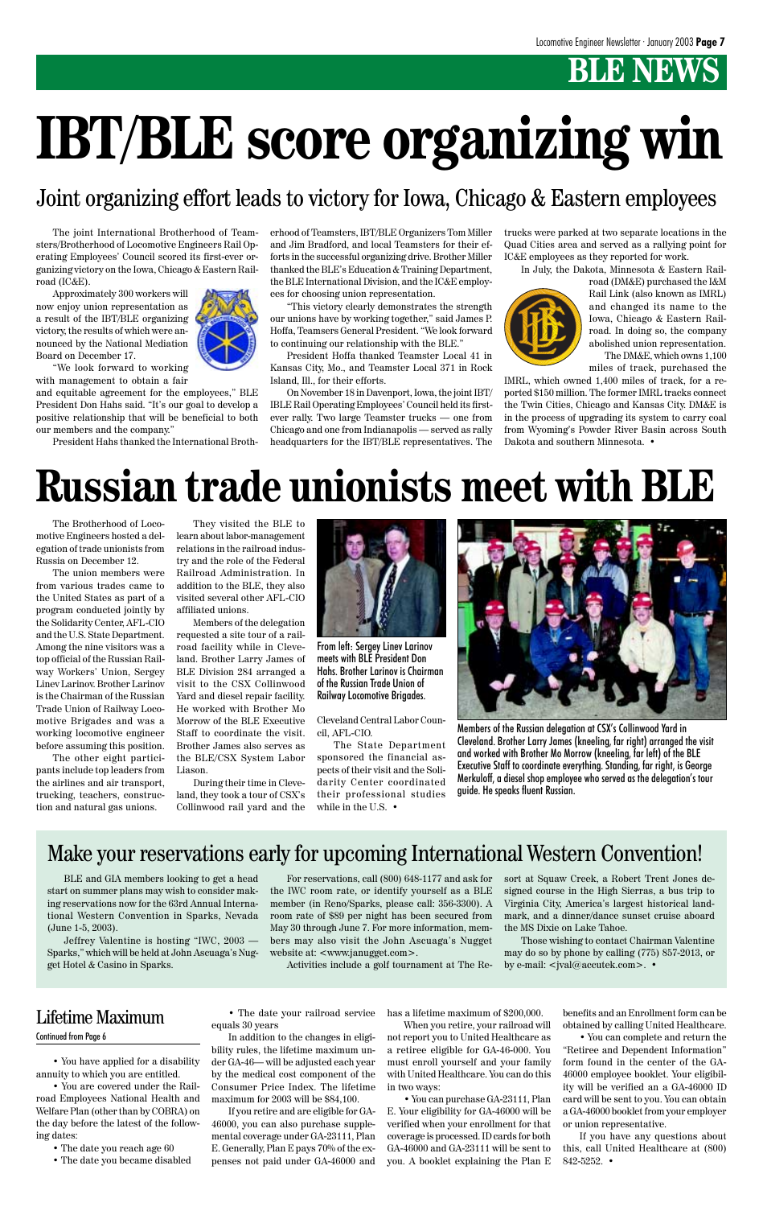# BLE NEWS

# IBT/BLE score organizing win

## Joint organizing effort leads to victory for Iowa, Chicago & Eastern employees

The joint International Brotherhood of Teamsters/Brotherhood of Locomotive Engineers Rail Operating Employees' Council scored its first-ever organizing victory on the Iowa, Chicago & Eastern Railroad (IC&E).

Approximately 300 workers will now enjoy union representation as a result of the IBT/BLE organizing victory, the results of which were announced by the National Mediation Board on December 17.

"We look forward to working with management to obtain a fair and equitable agreement for the employees," BLE President Don Hahs said. "It's our goal to develop a positive relationship that will be beneficial to both our members and the company."

President Hahs thanked the International Brotherhood of Teamsters, IBT/BLE Organizers Tom Miller and Jim Bradford, and local Teamsters for their efforts in the successful organizing drive. Brother Miller thanked the BLE's Education & Training Department, the BLE International Division, and the IC&E employees for choosing union representation.

"This victory clearly demonstrates the strength our unions have by working together," said James P. Hoffa, Teamsters General President. "We look forward to continuing our relationship with the BLE."

President Hoffa thanked Teamster Local 41 in Kansas City, Mo., and Teamster Local 371 in Rock Island, Ill., for their efforts.

On November 18 in Davenport, Iowa, the joint IBT/IBLE Rail Operating Employees' Council held its first-ever rally. Two large Teamster trucks — one from Chicago and one from Indianapolis — served as rally headquarters for the IBT/BLE representatives. The trucks were parked at two separate locations in the Quad Cities area and served as a rallying point for IC&E employees as they reported for work.

In July, the Dakota, Minnesota & Eastern Railroad (DM&E) purchased the I&M Rail Link (also known as IMRL) and changed its name to the Iowa, Chicago & Eastern Railroad. In doing so, the company abolished union representation.

The DM&E, which owns 1,100 miles of track, purchased the IMRL, which owned 1,400 miles of track, for a reported $150 million. The former IMRL tracks connect the Twin Cities, Chicago and Kansas City. DM&E is in the process of upgrading its system to carry coal from Wyoming's Powder River Basin across South Dakota and southern Minnesota. •

# Russian trade unionists meet with BLE

The Brotherhood of Locomotive Engineers hosted a delegation of trade unionists from Russia on December 12.

The union members were from various trades came to the United States as part of a program conducted jointly by the Solidarity Center, AFL-CIO and the U.S. State Department. Among the nine visitors was a top official of the Russian Railway Workers' Union, Sergey Linev Larinov. Brother Larinov is the Chairman of the Russian Trade Union of Railway Locomotive Brigades and was a working locomotive engineer before assuming this position.

The other eight participants include top leaders from the airlines and air transport, trucking, teachers, construction and natural gas unions.

They visited the BLE to learn about labor-management relations in the railroad industry and the role of the Federal Railroad Administration. In addition to the BLE, they also visited several other AFL-CIO affiliated unions.

Members of the delegation requested a site tour of a railroad facility while in Cleveland. Brother Larry James of BLE Division 284 arranged a visit to the CSX Collinwood Yard and diesel repair facility. He worked with Brother Mo Morrow of the BLE Executive Staff to coordinate the visit. Brother James also serves as the BLE/CSX System Labor Liason.

During their time in Cleveland, they took a tour of CSX's Collinwood rail yard and the Cleveland Central Labor Council, AFL-CIO.

The State Department sponsored the financial aspects of their visit and the Solidarity Center coordinated their professional studies while in the U.S. •

From left: Sergey Linev Larinov meets with BLE President Don Hahs. Brother Larinov is Chairman of the Russian Trade Union of Railway Locomotive Brigades.

Members of the Russian delegation at CSX's Collinwood Yard in Cleveland. Brother Larry James (kneeling, far right) arranged the visit and worked with Brother Mo Morrow (kneeling, far left) of the BLE Executive Staff to coordinate everything. Standing, far right, is George Merkuloff, a diesel shop employee who served as the delegation's tour guide. He speaks fluent Russian.

## Make your reservations early for upcoming International Western Convention!

BLE and GIA members looking to get a head start on summer plans may wish to consider making reservations now for the 63rd Annual International Western Convention in Sparks, Nevada (June 1-5, 2003).

Jeffrey Valentine is hosting "IWC, 2003 — Sparks," which will be held at John Ascuaga's Nugget Hotel & Casino in Sparks.

For reservations, call (800) 648-1177 and ask for the IWC room rate, or identify yourself as a BLE member (in Reno/Sparks, please call: 356-3300). A room rate of $89 per night has been secured from May 30 through June 7. For more information, members may also visit the John Ascuaga's Nugget website at: <www.janugget.com>.

Activities include a golf tournament at The Resort at Squaw Creek, a Robert Trent Jones designed course in the High Sierras, a bus trip to Virginia City, America's largest historical landmark, and a dinner/dance sunset cruise aboard the MS Dixie on Lake Tahoe.

Those wishing to contact Chairman Valentine may do so by phone by calling (775) 857-2013, or by e-mail: <jval@accutek.com>. •

## Lifetime Maximum

Continued from Page 6

- You have applied for a disability annuity to which you are entitled.
- You are covered under the Railroad Employees National Health and Welfare Plan (other than by COBRA) on the day before the latest of the following dates:
  - The date you reach age 60
  - The date you became disabled
  - The date your railroad service equals 30 years

In addition to the changes in eligibility rules, the lifetime maximum under GA-46— will be adjusted each year by the medical cost component of the Consumer Price Index. The lifetime maximum for 2003 will be $84,100.

If you retire and are eligible for GA-46000, you can also purchase supplemental coverage under GA-23111, Plan E. Generally, Plan E pays 70% of the expenses not paid under GA-46000 and has a lifetime maximum of $200,000.

When you retire, your railroad will not report you to United Healthcare as a retiree eligible for GA-46-000. You must enroll yourself and your family with United Healthcare. You can do this in two ways:

- You can purchase GA-23111, Plan E. Your eligibility for GA-46000 will be verified when your enrollment for that coverage is processed. ID cards for both GA-46000 and GA-23111 will be sent to you. A booklet explaining the Plan E benefits and an Enrollment form can be obtained by calling United Healthcare.
- You can complete and return the "Retiree and Dependent Information" form found in the center of the GA-46000 employee booklet. Your eligibility will be verified an a GA-46000 ID card will be sent to you. You can obtain a GA-46000 booklet from your employer or union representative.

If you have any questions about this, call United Healthcare at (800) 842-5252. •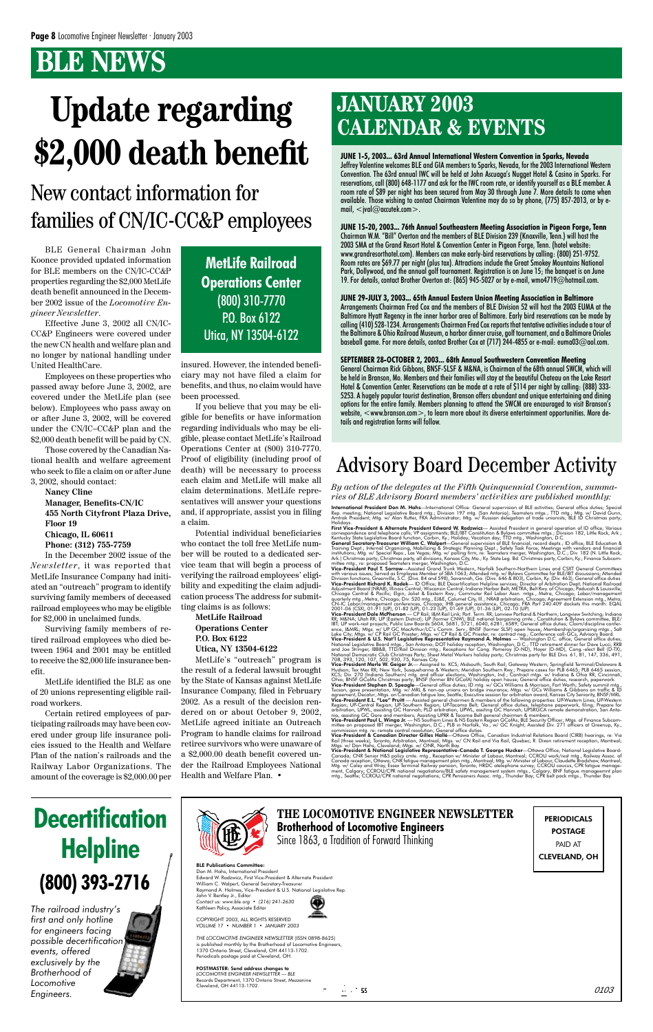# BLE NEWS

# Update regarding $2,000 death benefit

## New contact information for families of CN/IC-CC&P employees

BLE General Chairman John Koonce provided updated information for BLE members on the CN/IC-CC&P properties regarding the $2,000 MetLife death benefit announced in the December 2002 issue of the *Locomotive Engineer Newsletter*.

Effective June 3, 2002 all CN/IC-CC&P Engineers were covered under the new CN health and welfare plan and no longer by national handling under United HealthCare.

Employees on these properties who passed away before June 3, 2002, are covered under the MetLife plan (see below). Employees who pass away on or after June 3, 2002, will be covered under the CN/IC–CC&P plan and the $2,000 death benefit will be paid by CN.

Those covered by the Canadian National health and welfare agreement who seek to file a claim on or after June 3, 2002, should contact:

**Nancy Cline**
**Manager, Benefits-CN/IC**
**455 North Cityfront Plaza Drive, Floor 19**
**Chicago, IL 60611**
**Phone: (312) 755-7759**

In the December 2002 issue of the *Newsletter*, it was reported that MetLife Insurance Company had initiated an "outreach" program to identify surviving family members of deceased railroad employees who may be eligible for $2,000 in unclaimed funds.

Surviving family members of retired railroad employees who died between 1964 and 2001 may be entitled to receive the $2,000 life insurance benefit.

MetLife identified the BLE as one of 20 unions representing eligible railroad workers.

Certain retired employees of participating railroads may have been covered under group life insurance policies issued to the Health and Welfare Plan of the nation's railroads and the Railway Labor Organizations. The amount of the coverage is $2,000.00 per insured. However, the intended beneficiary may not have filed a claim for benefits, and thus, no claim would have been processed.

**MetLife Railroad Operations Center**
**(800) 310-7770**
**P.O. Box 6122**
**Utica, NY 13504-6122**

If you believe that you may be eligible for benefits or have information regarding individuals who may be eligible, please contact MetLife's Railroad Operations Center at (800) 310-7770. Proof of eligibility (including proof of death) will be necessary to process each claim and MetLife will make all claim determinations. MetLife representatives will answer your questions and, if appropriate, assist you in filing a claim.

Potential individual beneficiaries who contact the toll free MetLife number will be routed to a dedicated service team that will begin a process of verifying the railroad employees' eligibility and expediting the claim adjudication process The address for submitting claims is as follows:

**MetLife Railroad**
**Operations Center**
**P.O. Box 6122**
**Utica, NY 13504-6122**

MetLife's "outreach" program is the result of a federal lawsuit brought by the State of Kansas against MetLife Insurance Company, filed in February 2002. As a result of the decision rendered on or about October 9, 2002, MetLife agreed initiate an Outreach Program to handle claims for railroad retiree survivors who were unaware of a $2,000.00 death benefit covered under the Railroad Employees National Health and Welfare Plan. •

# JANUARY 2003 CALENDAR & EVENTS

**JUNE 1-5, 2003... 63rd Annual International Western Convention in Sparks, Nevada**
Jeffrey Valentine welcomes BLE and GIA members to Sparks, Nevada, for the 2003 International Western Convention. The 63rd annual IWC will be held at John Ascuaga's Nugget Hotel & Casino in Sparks. For reservations, call (800) 648-1177 and ask for the IWC room rate, or identify yourself as a BLE member. A room rate of $89 per night has been secured from May 30 through June 7. More details to come when available. Those wishing to contact Chairman Valentine may do so by phone, (775) 857-2013, or by e-mail, <jval@accutek.com>.

**JUNE 15-20, 2003... 76th Annual Southeastern Meeting Association in Pigeon Forge, Tenn**
Chairman W.M. "Bill" Overton and the members of BLE Division 239 (Knoxville, Tenn.) will host the 2003 SMA at the Grand Resort Hotel & Convention Center in Pigeon Forge, Tenn. (hotel website: www.grandresorthotel.com). Members can make early-bird reservations by calling: (800) 251-9752. Room rates are $69.77 per night (plus tax). Attractions include the Great Smokey Mountains National Park, Dollywood, and the annual golf tournament. Registration is on June 15; the banquet is on June 19. For details, contact Brother Overton at: (865) 945-5027 or by e-mail, wmo4719@hotmail.com.

**JUNE 29-JULY 3, 2003... 65th Annual Eastern Union Meeting Association in Baltimore**
Arrangements Chairman Fred Cox and the members of BLE Division 52 will host the 2003 EUMA at the Baltimore Hyatt Regency in the inner harbor area of Baltimore. Early bird reservations can be made by calling (410) 528-1234. Arrangements Chairman Fred Cox reports that tentative activities include a tour of the Baltimore & Ohio Railroad Museum, a harbor dinner cruise, golf tournament, and a Baltimore Orioles baseball game. For more details, contact Brother Cox at (717) 244-4855 or e-mail: euma03@aol.com.

**SEPTEMBER 28-OCTOBER 2, 2003... 68th Annual Southwestern Convention Meeting**
General Chairman Rick Gibbons, BNSF-SLSF & M&NA, is Chairman of the 68th annual SWCM, which will be held in Branson, Mo. Members and their families will stay at the beautiful Chateau on the Lake Resort Hotel & Convention Center. Reservations can be made at a rate of $114 per night by calling: (888) 333-5253. A hugely popular tourist destination, Branson offers abundant and unique entertaining and dining options for the entire family. Members planning to attend the SWCM are encouraged to visit Branson's website, <www.branson.com>, to learn more about its diverse entertainment opportunities. More details and registration forms will follow.

# Advisory Board December Activity

*By action of the delegates at the Fifth Quinquennial Convention, summaries of BLE Advisory Board members' activities are published monthly:*

**International President Don M. Hahs**—International Office: General supervision of BLE activities; General office duties; Special Rep. meeting; National Legislative Board mtg.; Division 197 mtg. (San Antonio); Teamsters mtgs.; TTD mtg.; Mtg. w/ David Gunn, Amtrak President; Mtg. w/ Allan Rutter, FRA Administrator; Mtg. w/ Russian delegation of trade unionists; BLE ID Christmas party; Holidays.

**First Vice-President & Alternate President Edward W. Rodzwicz**— Assisted President in general operation of ID office; Various correspondence and telephone calls; VP assignments; BLE/IBT Constitution & Bylaws committee mtgs.; Division 182, Little Rock, Ark.; Kentucky State Legislative Board function, Corbin, Ky.; Holiday; Vacation day; TTD mtg., Washington, D.C.

**General Secretary-Treasurer William C. Walpert**—General supervision of BLE financial, record depts.; ID office; BLE Education & Training Dept.; Internal Organizing, Mobilizing & Strategic Planning Dept.; Safety Task Force; Meetings with vendors and financial institutions; Mtg. w/ Special Reps., Las Vegas; Mtg. w/ polling firm, re: Teamsters merger, Washington, D.C.; Div. 182 (N. Little Rock, Ark.) Christmas party; Christmas party, all divisions, Kansas City, Mo., Ky. State Leg. Bd. Christmas party, Corbin, Ky.; Finance Subcommittee mtg., re: proposed Teamsters merger, Washington, D.C.

**Vice-President Paul T. Sorrow**—Assisted Grand Trunk Western, Norfolk Southern-Northern Lines and CSXT General Committees with various issues; Served as Employee Member of SBA 1063; Attended mtg. w/ Bylaws Committee for BLE/IBT discussions; Attended Division functions, Greenville, S.C. (Divs. 84 and 598), Savannah, Ga. (Divs. 646 & 803), Corbin, Ky. (Div. 463); General office duties.

**Vice-President Richard K. Radek**—ID Office; BLE Decertification Helpline services; Director of Arbitration Dept; National Railroad Adjustment Board (NRAB); Illinois Central; Wisconsin Central; Indiana Harbor Belt; METRA; Belt Rwy. of Chicago; Paducah & Louisville; Chicago Central & Pacific; Elgin, Joliet & Eastern Rwy.; Commuter Rail Labor Assn. mtgs., Metra, Chicago; Labor/management quarterly mtg., Metra, Chicago; Div. 520 mtg., EJ&E, Calumet City, Ill.; NRAB arbitration, Chicago; Agreement Extension mtg., Metra; CN-IC Labor/management conferences, Chicago, IHB general assistance, Chicago; FRA Part 240.409 dockets this month: EQAL 2001-06 (CSX), 01-91 (UP), 01-82 (UP), 01-23 (UP), 01-69 (UP), 01-36 (UP), 02-10 (UP).

**Vice-President Dale McPherson** — CP Rail; I&M Rail Link; Port. Term. RR; Lanview Portland & Northern; Longview Switching; Indiana RR; M&NA; Utah RR; UP (Eastern District); UP (former CNW); BLE national bargaining cmte.; Constitution & Bylaws committee; BLE/IBT, UP work-rest projects; Public Law Boards 5604, 5681, 5721, 6040, 6281, 6589; General office duties; Claim/discipline conference, I&MRL; Mtgs. w/ UP GC MacArthur/LC's Comm. Serv.; BNSF (former SLSF) open house; Membership/organizing mtgs., Salt Lake City; Mtgs. w/ CP Rail GC Priester; Mtgs. w/ CP Rail & GC Priester, re: contract neg.; Conference call-GCs, Advisory Board.

**Vice-President & U.S. Nat'l Legislative Representative Raymond A. Holmes** — Washington D.C. office; General office duties; National Legislative Board mtg., San Antonio; DOT holiday reception, Washington, D.C.; TTD retirement dinner for Dave Lucci, RRB and Joe Stringer; IBB&B; TTD/Rail Division mtg.; Receptions for Cong. Pomeroy (D-ND), Hoyer (D-MD), Cong.-elect Bell (D-TX); National Democratic Club Christmas Party; Sheet Metal Workers holiday party; Christmas party for BLE Divs. 61, 81, 147, 336, 491, 708, 393, 120, 107, 502, 930, 75, Kansas City.

**Vice-President Merle W. Geiger Jr.**— Assigned to: KCS, Midsouth, South Rail; Gateway Western; Springfield Terminal/Delaware & Hudson; Tex Mex RR; New York, Susquehanna & Western; Meridian Southern Rwy.; Prepare cases for PLB 6465, PLB 6465 session, KCS; Div. 270 (Indiana Southern) mtg. and officer elections, Washington, Ind.; Contract mtgs. w/ Indiana & Ohio RR, Cincinnati, Ohio; BNSF GCofAs Christmas party; BNSF (former BN GCofA) holiday open house; General office duties, research, paperwork.

**Vice-President Stephen D. Speagle**—General office duties; ID mtg. w/ GCs Williams & Morrison, Fort Worth; Safety summit mtg., Tucson, gave presentation; Mtg. w/ MRL & non-op unions on bridge insurance; Mtgs. w/ GCs Williams & Gibbons on traffic & ID agreement, Decatur; Mtgs. on Canadian fatigue law, Seattle; Executive session for arbitration award, Kansas City Seniority, BNSF/MRL.

**Vice-President E.L. "Lee" Pruitt** — Assisted general chairmen & members of the following properties: UP-Western Lines; UP-Western Region; UP-Central Region; UP-Southern Region; UP-Tacoma Belt; General office duties, telephone paperwork, filing; Prepare for arbitration, UPWL, assisting GC Hannah; PLD arbitration, UPWL, assiting GC Hannah; UPSRGCA remote demonstration, San Antonio, assisting GC Gore and members; Assisting UPRR & Tacoma Belt general chairmen & members.

**Vice-President Paul L. Wingo Jr.** — NS Southern Lines & NS Eastern Region GCofAs; BLE Security Officer; Mtgs. of Finance Subcommittee on proposed IBT merger, Washington, D.C.; PLB in Norfolk, Va., w/ GC Knight; Assisted Div. 271 officers at Greenup, Ky., commission mtg. re: remote control resolution; General office duties.

**Vice-President & Canadian Director Gilles Hallé**—Ottawa Office; Canadian Industrial Relations Board (CIRB) hearings, re: Via Rail (three weeks), Toronto; Arbitration, Montreal; Mtgs. w/ CN Rail and Via Rail, Quebec; R. Dixon retirement reception, Montreal; Mtgs. w/ Don Hahs, Cleveland; Mtgs. w/ ONR, North Bay.

**Vice-President & National Legislative Representative-Canada T. George Hucker**—Ottawa Office; National Legislative Board-Canada, CNR Senior H&S policy cmte. mtg., Reception w/ Minister of Labour, Montreal; CCROU work/rest mtg., Railway Assoc. of Canada reception, Ottawa; CNR fatigue management plan mtg., Montreal; Mtg. w/ Minister of Labour, Claudette Bradshaw, Montreal; Mtg. w/ Caley and Wray, Essex Terminal Railway pension, Toronto; HRDC telephone survey; CCROU caucus, CPR fatigue management, Calgary; CCROU/CPR national negotiations/BLE safety management system mtgs., Calgary; BNF fatigue management plan mtg., Seattle; CCROU/CPR national negotiations; CPR Pensioners Assoc. mtg., Thunder Bay; CPR belt pack mtgs., Thunder Bay.

# Decertification Helpline

## (800) 393-2716

*The railroad industry's first and only hotline for engineers facing possible decertification events, offered exclusively by the Brotherhood of Locomotive Engineers.*

## THE LOCOMOTIVE ENGINEER NEWSLETTER
**Brotherhood of Locomotive Engineers**
Since 1863, a Tradition of Forward Thinking

**PERIODICALS POSTAGE PAID AT CLEVELAND, OH**

**BLE Publications Committee:**
Don M. Hahs, International President
Edward W. Rodzwicz, First Vice-President & Alternate President
William C. Walpert, General Secretary-Treasurer
Raymond A. Holmes, Vice-President & U.S. National Legislative Rep.
John V. Bentley Jr., Editor
*Contact us: www.ble.org • (216) 241-2630*
Kathleen Policy, Associate Editor

COPYRIGHT 2003, ALL RIGHTS RESERVED
*VOLUME 17 • NUMBER 1 • JANUARY 2003*

*THE LOCOMOTIVE ENGINEER NEWSLETTER* (ISSN 0898-8625) is published monthly by the Brotherhood of Locomotive Engineers, 1370 Ontario Street, Cleveland, OH 44113-1702. Periodicals postage paid at Cleveland, OH.

**POSTMASTER: Send address changes to**
*LOCOMOTIVE ENGINEER NEWSLETTER — BLE*
Records Department, 1370 Ontario Street, Mezzanine
Cleveland, OH 44113-1702.

0103